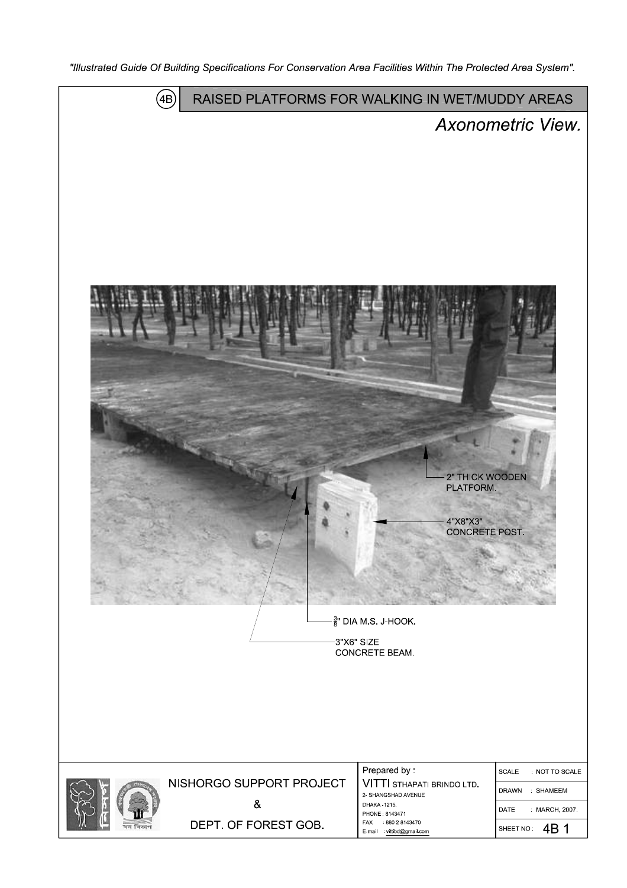# RAISED PLATFORMS FOR WALKING IN WET/MUDDY AREAS

## Axonometric View.

2" THICK WOODEN PLATFORM.

4"X8"X3" CONCRETE POST.

$\frac{3}{8}$" DIA M.S. J-HOOK.

3"X6" SIZE CONCRETE BEAM.

| NISHORGO SUPPORT PROJECT & DEPT. OF FOREST GOB. | Prepared by : VITTI STHAPATI BRINDO LTD. 2- SHANGSHAD AVENUE DHAKA -1215. PHONE : 8143471 FAX : 880 2 8143470 E-mail : vittibd@gmail.com | SCALE : NOT TO SCALE |
|---|---|---|
| | | DRAWN : SHAMEEM |
| | | DATE : MARCH, 2007. |
| | | SHEET NO : 4B 1 |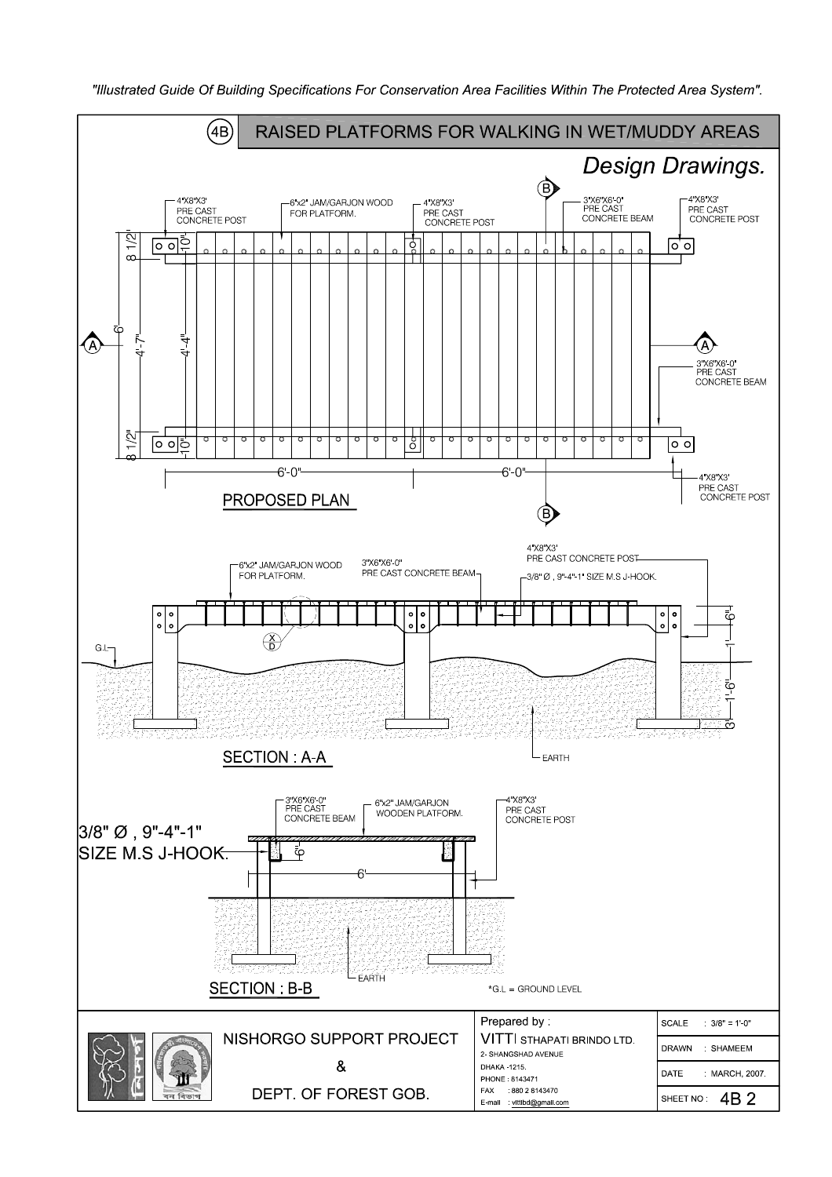*"Illustrated Guide Of Building Specifications For Conservation Area Facilities Within The Protected Area System".*

# (4B) RAISED PLATFORMS FOR WALKING IN WET/MUDDY AREAS

## *Design Drawings.*

### PROPOSED PLAN

- 4"X8"X3' PRE CAST CONCRETE POST
- 6"x2" JAM/GARJON WOOD FOR PLATFORM.
- 4"X8"X3' PRE CAST CONCRETE POST
- 3"X6"X6'-0" PRE CAST CONCRETE BEAM
- 4"X8"X3' PRE CAST CONCRETE POST
- 3"X6"X6'-0" PRE CAST CONCRETE BEAM
- 4"X8"X3' PRE CAST CONCRETE POST

Dimensions: 8 1/2", 10", 6', 4'-7", 4'-4", 10", 8 1/2", 6'-0", 6'-0"

### SECTION : A-A

- 6"x2" JAM/GARJON WOOD FOR PLATFORM.
- 3"X6"X6'-0" PRE CAST CONCRETE BEAM
- 4"X8"X3' PRE CAST CONCRETE POST
- 3/8" Ø , 9"-4"-1" SIZE M.S J-HOOK.
- G.L
- EARTH
- X/D

Dimensions: 6", 1', 1'-6", 3"

### SECTION : B-B

- 3"X6"X6'-0" PRE CAST CONCRETE BEAM
- 6"x2" JAM/GARJON WOODEN PLATFORM.
- 4"X8"X3' PRE CAST CONCRETE POST
- 3/8" Ø , 9"-4"-1" SIZE M.S J-HOOK.
- EARTH

Dimensions: 6", 6'

*G.L = GROUND LEVEL

| NISHORGO SUPPORT PROJECT & DEPT. OF FOREST GOB. | Prepared by : VITTI STHAPATI BRINDO LTD. 2- SHANGSHAD AVENUE DHAKA -1215. PHONE : 8143471 FAX : 880 2 8143470 E-mail : vittibd@gmail.com | SCALE : 3/8" = 1'-0" |
| --- | --- | --- |
| | | DRAWN : SHAMEEM |
| | | DATE : MARCH, 2007. |
| | | SHEET NO : 4B 2 |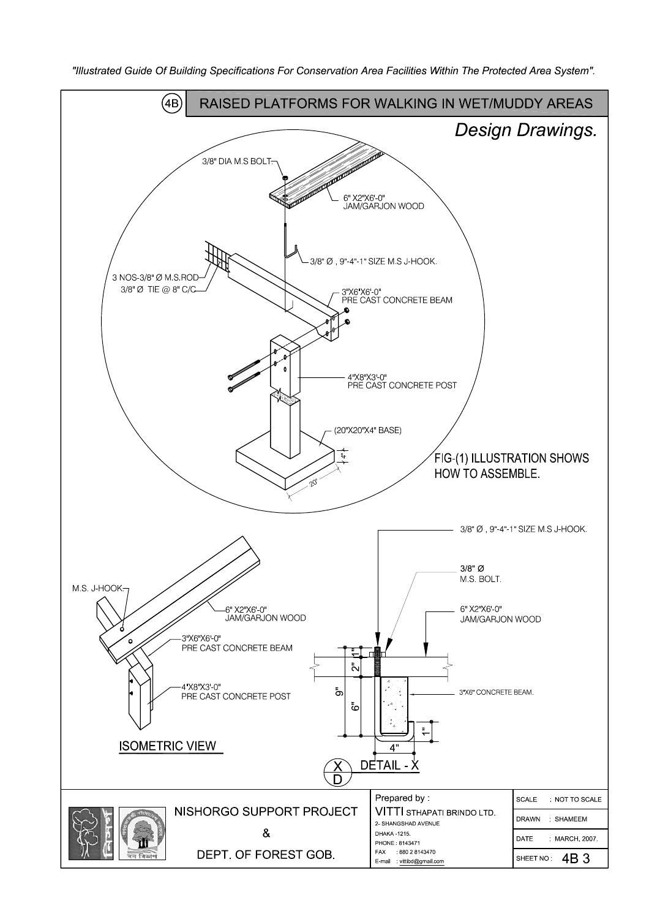## 4B RAISED PLATFORMS FOR WALKING IN WET/MUDDY AREAS

*Design Drawings.*

3/8" DIA M.S BOLT

6" X2"X6'-0" JAM/GARJON WOOD

3/8" Ø , 9"-4"-1" SIZE M.S J-HOOK.

3 NOS-3/8" Ø M.S.ROD

3/8" Ø TIE @ 8" C/C

3"X6"X6'-0" PRE CAST CONCRETE BEAM

4"X8"X3'-0" PRE CAST CONCRETE POST

(20"X20"X4" BASE)

4"

20"

FIG-(1) ILLUSTRATION SHOWS HOW TO ASSEMBLE.

M.S. J-HOOK

6" X2"X6'-0" JAM/GARJON WOOD

3"X6"X6'-0" PRE CAST CONCRETE BEAM

4"X8"X3'-0" PRE CAST CONCRETE POST

ISOMETRIC VIEW

3/8" Ø , 9"-4"-1" SIZE M.S J-HOOK.

3/8" Ø M.S. BOLT.

6" X2"X6'-0" JAM/GARJON WOOD

3"X6" CONCRETE BEAM.

1"

2"

9"

6"

1"

4"

X/D DETAIL - X

| NISHORGO SUPPORT PROJECT & DEPT. OF FOREST GOB. | Prepared by : VITTI STHAPATI BRINDO LTD. 2- SHANGSHAD AVENUE DHAKA -1215. PHONE : 8143471 FAX : 880 2 8143470 E-mail : vittibd@gmail.com | SCALE : NOT TO SCALE |
|---|---|---|
| | | DRAWN : SHAMEEM |
| | | DATE : MARCH, 2007. |
| | | SHEET NO : 4B 3 |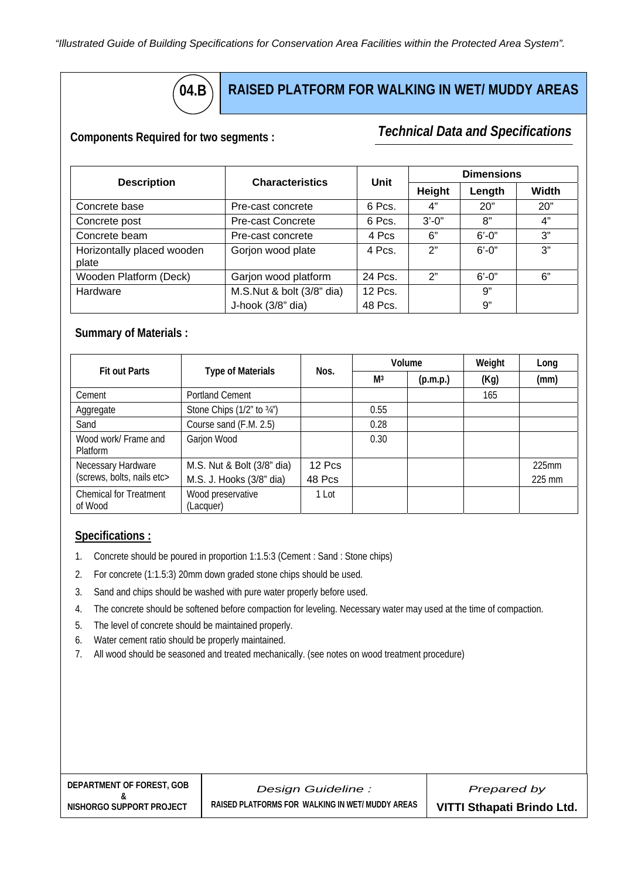## 04.B RAISED PLATFORM FOR WALKING IN WET/ MUDDY AREAS

**Components Required for two segments :**

*Technical Data and Specifications*

| Description | Characteristics | Unit | Dimensions | | |
|---|---|---|---|---|---|
| | | | Height | Length | Width |
| Concrete base | Pre-cast concrete | 6 Pcs. | 4" | 20" | 20" |
| Concrete post | Pre-cast Concrete | 6 Pcs. | 3'-0" | 8" | 4" |
| Concrete beam | Pre-cast concrete | 4 Pcs | 6" | 6'-0" | 3" |
| Horizontally placed wooden plate | Gorjon wood plate | 4 Pcs. | 2" | 6'-0" | 3" |
| Wooden Platform (Deck) | Garjon wood platform | 24 Pcs. | 2" | 6'-0" | 6" |
| Hardware | M.S.Nut & bolt (3/8" dia)<br>J-hook (3/8" dia) | 12 Pcs.<br>48 Pcs. | | 9"<br>9" | |

**Summary of Materials :**

| Fit out Parts | Type of Materials | Nos. | Volume | | Weight | Long |
|---|---|---|---|---|---|---|
| | | | M³ | (p.m.p.) | (Kg) | (mm) |
| Cement | Portland Cement | | | | 165 | |
| Aggregate | Stone Chips (1/2" to ¾") | | 0.55 | | | |
| Sand | Course sand (F.M. 2.5) | | 0.28 | | | |
| Wood work/ Frame and Platform | Garjon Wood | | 0.30 | | | |
| Necessary Hardware (screws, bolts, nails etc> | M.S. Nut & Bolt (3/8" dia)<br>M.S. J. Hooks (3/8" dia) | 12 Pcs<br>48 Pcs | | | | 225mm<br>225 mm |
| Chemical for Treatment of Wood | Wood preservative (Lacquer) | 1 Lot | | | | |

**Specifications :**

1. Concrete should be poured in proportion 1:1.5:3 (Cement : Sand : Stone chips)
2. For concrete (1:1.5:3) 20mm down graded stone chips should be used.
3. Sand and chips should be washed with pure water properly before used.
4. The concrete should be softened before compaction for leveling. Necessary water may used at the time of compaction.
5. The level of concrete should be maintained properly.
6. Water cement ratio should be properly maintained.
7. All wood should be seasoned and treated mechanically. (see notes on wood treatment procedure)